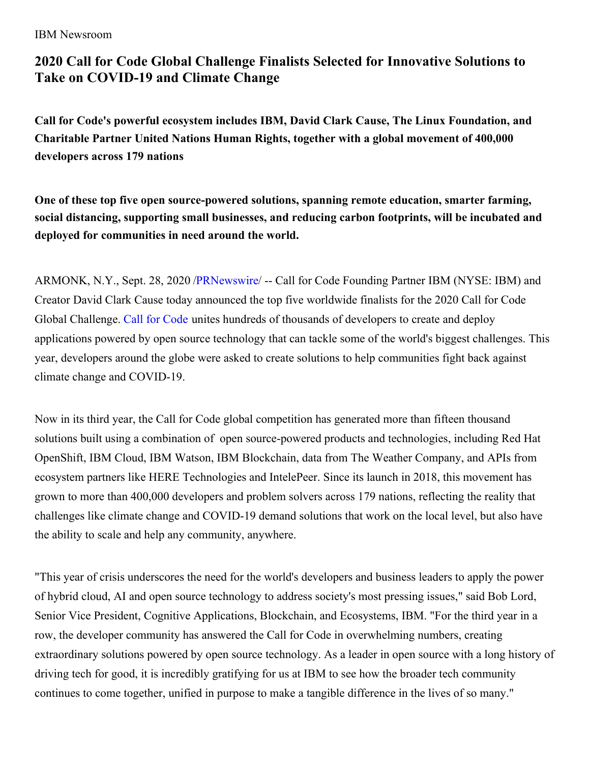IBM Newsroom

# 2020 Call for Code Global Challenge Finalists Selected for Innovative Solutions to Take on COVID-19 and Climate Change

**Call for Code's powerful ecosystem includes IBM, David Clark Cause, The Linux Foundation, and Charitable Partner United Nations Human Rights, together with a global movement of 400,000 developers across 179 nations**

**One of these top five open source-powered solutions, spanning remote education, smarter farming, social distancing, supporting small businesses, and reducing carbon footprints, will be incubated and deployed for communities in need around the world.**

ARMONK, N.Y., Sept. 28, 2020 /PRNewswire/ -- Call for Code Founding Partner IBM (NYSE: IBM) and Creator David Clark Cause today announced the top five worldwide finalists for the 2020 Call for Code Global Challenge. Call for Code unites hundreds of thousands of developers to create and deploy applications powered by open source technology that can tackle some of the world's biggest challenges. This year, developers around the globe were asked to create solutions to help communities fight back against climate change and COVID-19.

Now in its third year, the Call for Code global competition has generated more than fifteen thousand solutions built using a combination of open source-powered products and technologies, including Red Hat OpenShift, IBM Cloud, IBM Watson, IBM Blockchain, data from The Weather Company, and APIs from ecosystem partners like HERE Technologies and IntelePeer. Since its launch in 2018, this movement has grown to more than 400,000 developers and problem solvers across 179 nations, reflecting the reality that challenges like climate change and COVID-19 demand solutions that work on the local level, but also have the ability to scale and help any community, anywhere.

"This year of crisis underscores the need for the world's developers and business leaders to apply the power of hybrid cloud, AI and open source technology to address society's most pressing issues," said Bob Lord, Senior Vice President, Cognitive Applications, Blockchain, and Ecosystems, IBM. "For the third year in a row, the developer community has answered the Call for Code in overwhelming numbers, creating extraordinary solutions powered by open source technology. As a leader in open source with a long history of driving tech for good, it is incredibly gratifying for us at IBM to see how the broader tech community continues to come together, unified in purpose to make a tangible difference in the lives of so many."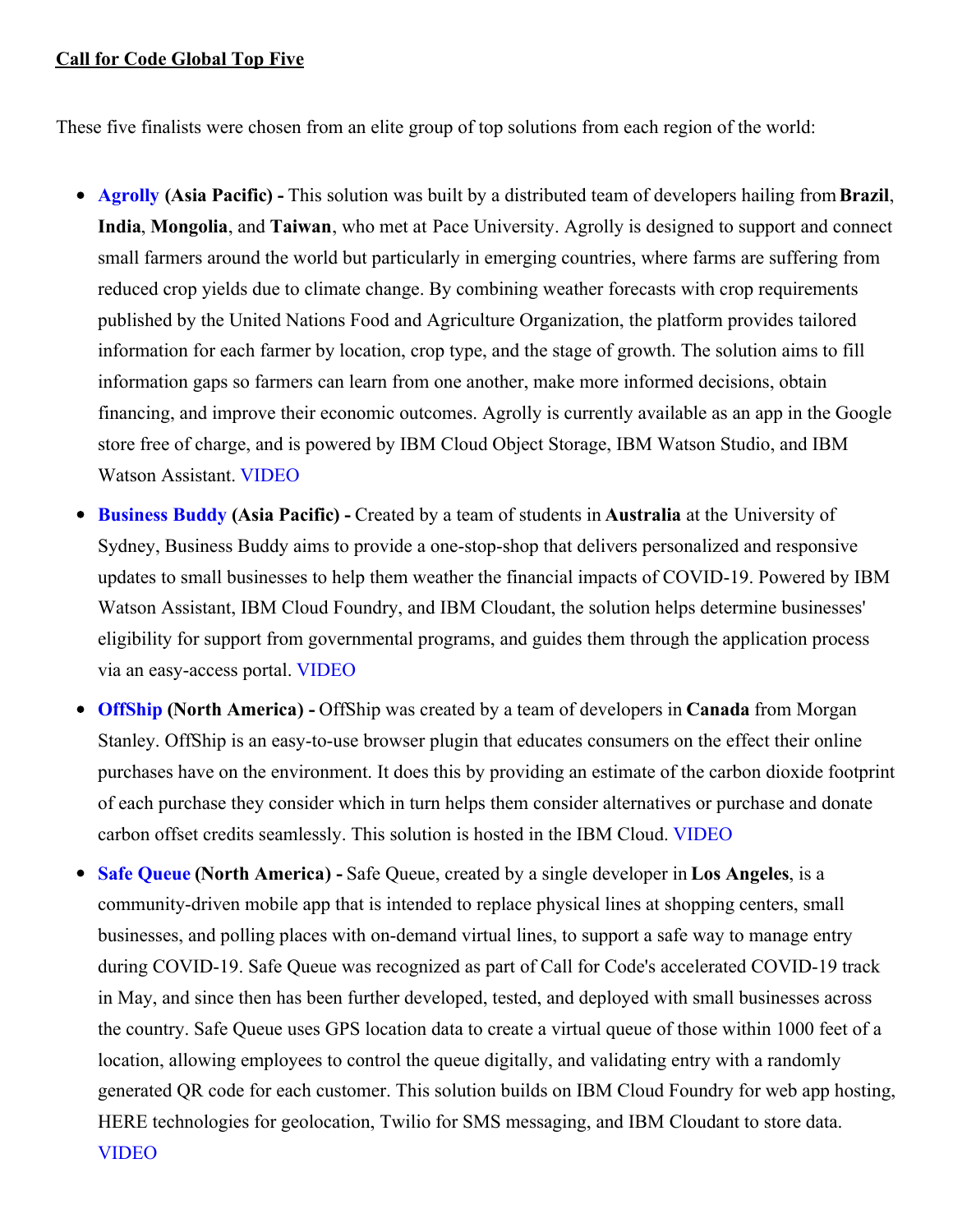**Call for Code Global Top Five**

These five finalists were chosen from an elite group of top solutions from each region of the world:

- **Agrolly (Asia Pacific) -** This solution was built by a distributed team of developers hailing from **Brazil**, **India**, **Mongolia**, and **Taiwan**, who met at Pace University. Agrolly is designed to support and connect small farmers around the world but particularly in emerging countries, where farms are suffering from reduced crop yields due to climate change. By combining weather forecasts with crop requirements published by the United Nations Food and Agriculture Organization, the platform provides tailored information for each farmer by location, crop type, and the stage of growth. The solution aims to fill information gaps so farmers can learn from one another, make more informed decisions, obtain financing, and improve their economic outcomes. Agrolly is currently available as an app in the Google store free of charge, and is powered by IBM Cloud Object Storage, IBM Watson Studio, and IBM Watson Assistant. VIDEO
- **Business Buddy (Asia Pacific) -** Created by a team of students in **Australia** at the University of Sydney, Business Buddy aims to provide a one-stop-shop that delivers personalized and responsive updates to small businesses to help them weather the financial impacts of COVID-19. Powered by IBM Watson Assistant, IBM Cloud Foundry, and IBM Cloudant, the solution helps determine businesses' eligibility for support from governmental programs, and guides them through the application process via an easy-access portal. VIDEO
- **OffShip (North America) -** OffShip was created by a team of developers in **Canada** from Morgan Stanley. OffShip is an easy-to-use browser plugin that educates consumers on the effect their online purchases have on the environment. It does this by providing an estimate of the carbon dioxide footprint of each purchase they consider which in turn helps them consider alternatives or purchase and donate carbon offset credits seamlessly. This solution is hosted in the IBM Cloud. VIDEO
- **Safe Queue (North America) -** Safe Queue, created by a single developer in **Los Angeles**, is a community-driven mobile app that is intended to replace physical lines at shopping centers, small businesses, and polling places with on-demand virtual lines, to support a safe way to manage entry during COVID-19. Safe Queue was recognized as part of Call for Code's accelerated COVID-19 track in May, and since then has been further developed, tested, and deployed with small businesses across the country. Safe Queue uses GPS location data to create a virtual queue of those within 1000 feet of a location, allowing employees to control the queue digitally, and validating entry with a randomly generated QR code for each customer. This solution builds on IBM Cloud Foundry for web app hosting, HERE technologies for geolocation, Twilio for SMS messaging, and IBM Cloudant to store data. VIDEO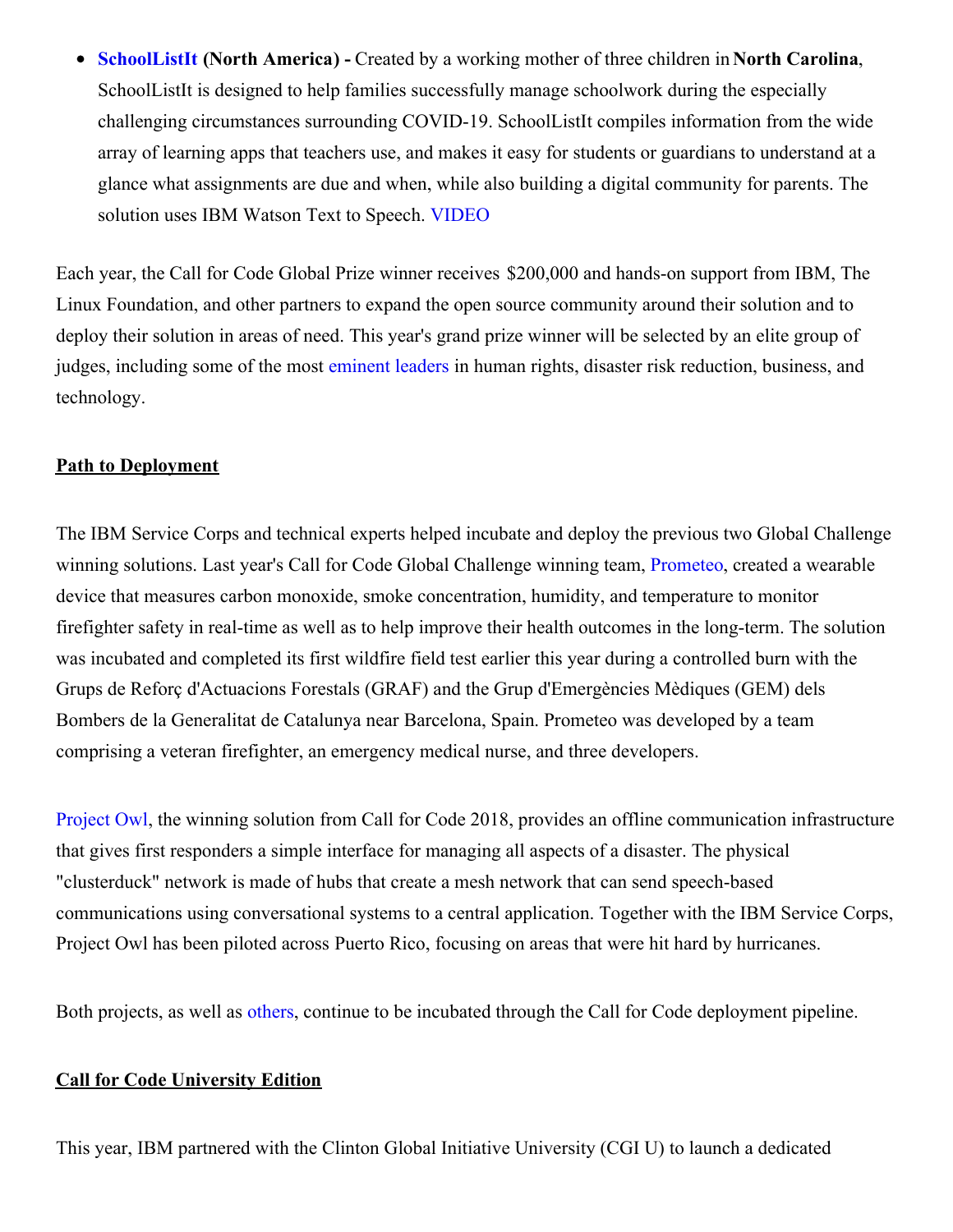- **SchoolListIt (North America) -** Created by a working mother of three children in **North Carolina**, SchoolListIt is designed to help families successfully manage schoolwork during the especially challenging circumstances surrounding COVID-19. SchoolListIt compiles information from the wide array of learning apps that teachers use, and makes it easy for students or guardians to understand at a glance what assignments are due and when, while also building a digital community for parents. The solution uses IBM Watson Text to Speech. VIDEO

Each year, the Call for Code Global Prize winner receives $200,000 and hands-on support from IBM, The Linux Foundation, and other partners to expand the open source community around their solution and to deploy their solution in areas of need. This year's grand prize winner will be selected by an elite group of judges, including some of the most eminent leaders in human rights, disaster risk reduction, business, and technology.

**Path to Deployment**

The IBM Service Corps and technical experts helped incubate and deploy the previous two Global Challenge winning solutions. Last year's Call for Code Global Challenge winning team, Prometeo, created a wearable device that measures carbon monoxide, smoke concentration, humidity, and temperature to monitor firefighter safety in real-time as well as to help improve their health outcomes in the long-term. The solution was incubated and completed its first wildfire field test earlier this year during a controlled burn with the Grups de Reforç d'Actuacions Forestals (GRAF) and the Grup d'Emergències Mèdiques (GEM) dels Bombers de la Generalitat de Catalunya near Barcelona, Spain. Prometeo was developed by a team comprising a veteran firefighter, an emergency medical nurse, and three developers.

Project Owl, the winning solution from Call for Code 2018, provides an offline communication infrastructure that gives first responders a simple interface for managing all aspects of a disaster. The physical "clusterduck" network is made of hubs that create a mesh network that can send speech-based communications using conversational systems to a central application. Together with the IBM Service Corps, Project Owl has been piloted across Puerto Rico, focusing on areas that were hit hard by hurricanes.

Both projects, as well as others, continue to be incubated through the Call for Code deployment pipeline.

**Call for Code University Edition**

This year, IBM partnered with the Clinton Global Initiative University (CGI U) to launch a dedicated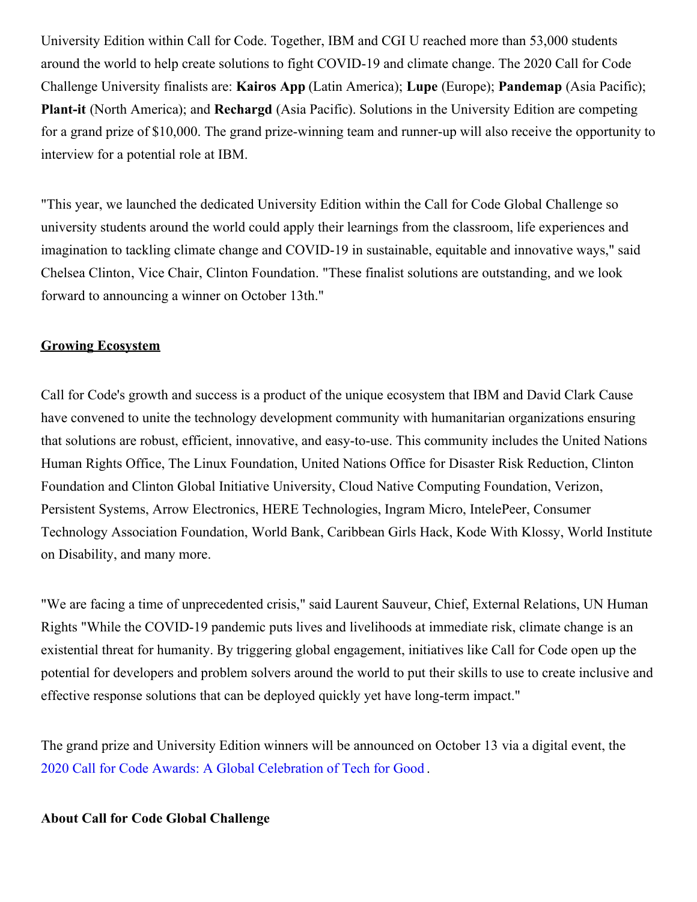University Edition within Call for Code. Together, IBM and CGI U reached more than 53,000 students around the world to help create solutions to fight COVID-19 and climate change. The 2020 Call for Code Challenge University finalists are: **Kairos App** (Latin America); **Lupe** (Europe); **Pandemap** (Asia Pacific); **Plant-it** (North America); and **Rechargd** (Asia Pacific). Solutions in the University Edition are competing for a grand prize of $10,000. The grand prize-winning team and runner-up will also receive the opportunity to interview for a potential role at IBM.

"This year, we launched the dedicated University Edition within the Call for Code Global Challenge so university students around the world could apply their learnings from the classroom, life experiences and imagination to tackling climate change and COVID-19 in sustainable, equitable and innovative ways," said Chelsea Clinton, Vice Chair, Clinton Foundation. "These finalist solutions are outstanding, and we look forward to announcing a winner on October 13th."

## Growing Ecosystem

Call for Code's growth and success is a product of the unique ecosystem that IBM and David Clark Cause have convened to unite the technology development community with humanitarian organizations ensuring that solutions are robust, efficient, innovative, and easy-to-use. This community includes the United Nations Human Rights Office, The Linux Foundation, United Nations Office for Disaster Risk Reduction, Clinton Foundation and Clinton Global Initiative University, Cloud Native Computing Foundation, Verizon, Persistent Systems, Arrow Electronics, HERE Technologies, Ingram Micro, IntelePeer, Consumer Technology Association Foundation, World Bank, Caribbean Girls Hack, Kode With Klossy, World Institute on Disability, and many more.

"We are facing a time of unprecedented crisis," said Laurent Sauveur, Chief, External Relations, UN Human Rights "While the COVID-19 pandemic puts lives and livelihoods at immediate risk, climate change is an existential threat for humanity. By triggering global engagement, initiatives like Call for Code open up the potential for developers and problem solvers around the world to put their skills to use to create inclusive and effective response solutions that can be deployed quickly yet have long-term impact."

The grand prize and University Edition winners will be announced on October 13 via a digital event, the 2020 Call for Code Awards: A Global Celebration of Tech for Good.

## About Call for Code Global Challenge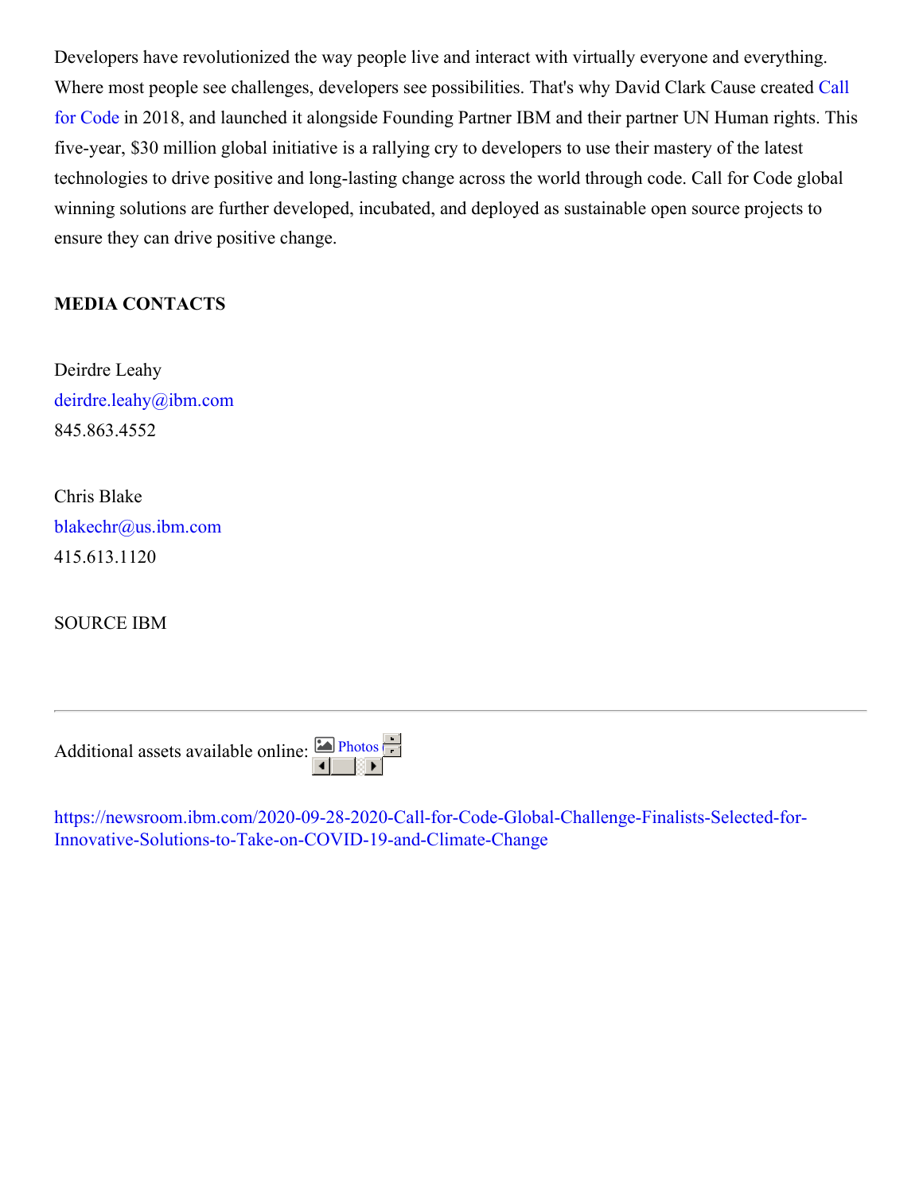Developers have revolutionized the way people live and interact with virtually everyone and everything. Where most people see challenges, developers see possibilities. That's why David Clark Cause created Call for Code in 2018, and launched it alongside Founding Partner IBM and their partner UN Human rights. This five-year, $30 million global initiative is a rallying cry to developers to use their mastery of the latest technologies to drive positive and long-lasting change across the world through code. Call for Code global winning solutions are further developed, incubated, and deployed as sustainable open source projects to ensure they can drive positive change.

**MEDIA CONTACTS**

Deirdre Leahy
deirdre.leahy@ibm.com
845.863.4552

Chris Blake
blakechr@us.ibm.com
415.613.1120

SOURCE IBM

---

Additional assets available online: Photos

https://newsroom.ibm.com/2020-09-28-2020-Call-for-Code-Global-Challenge-Finalists-Selected-for-Innovative-Solutions-to-Take-on-COVID-19-and-Climate-Change